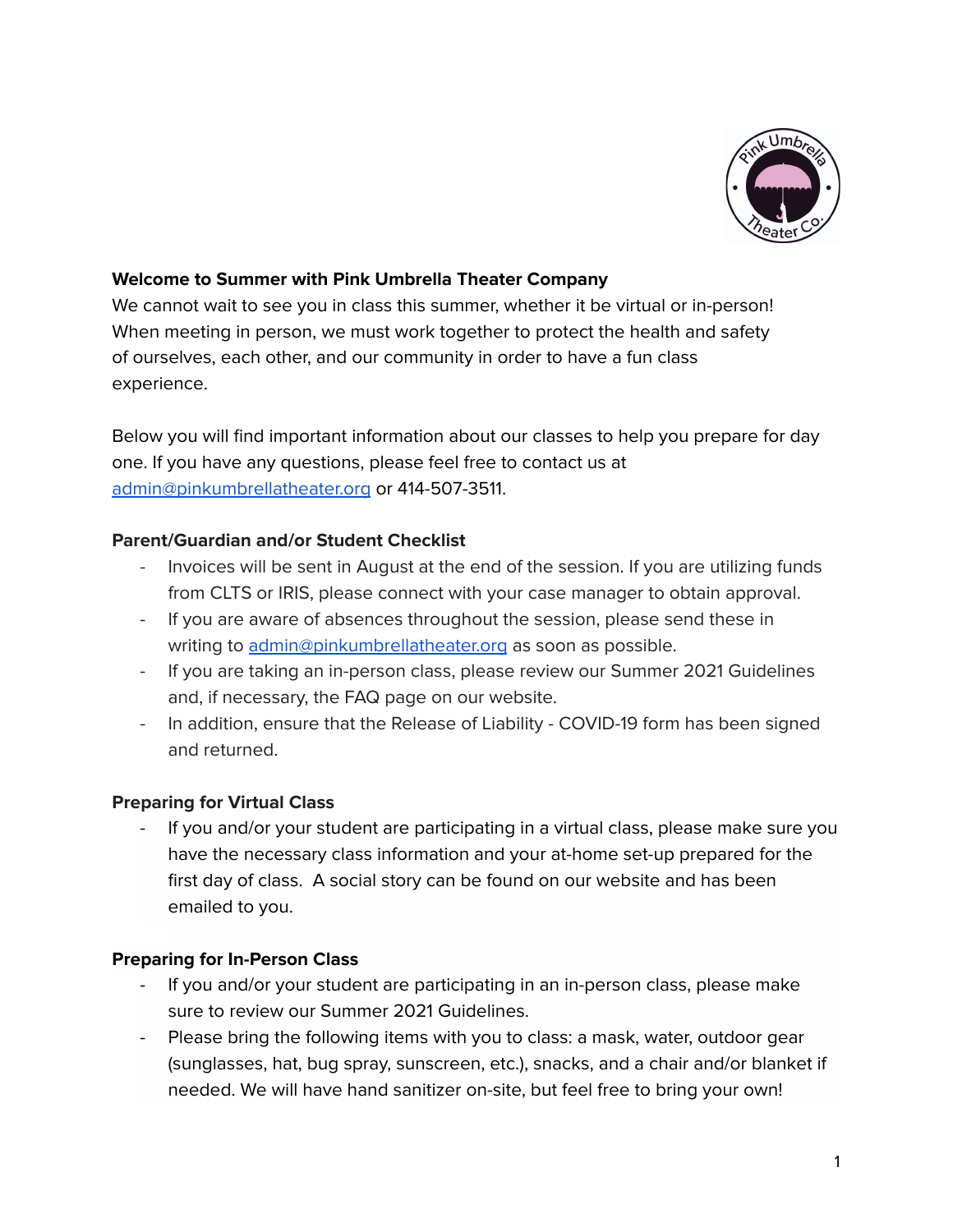**Welcome to Summer with Pink Umbrella Theater Company**

We cannot wait to see you in class this summer, whether it be virtual or in-person! When meeting in person, we must work together to protect the health and safety of ourselves, each other, and our community in order to have a fun class experience.

Below you will find important information about our classes to help you prepare for day one. If you have any questions, please feel free to contact us at admin@pinkumbrellatheater.org or 414-507-3511.

**Parent/Guardian and/or Student Checklist**

- Invoices will be sent in August at the end of the session. If you are utilizing funds from CLTS or IRIS, please connect with your case manager to obtain approval.
- If you are aware of absences throughout the session, please send these in writing to admin@pinkumbrellatheater.org as soon as possible.
- If you are taking an in-person class, please review our Summer 2021 Guidelines and, if necessary, the FAQ page on our website.
- In addition, ensure that the Release of Liability - COVID-19 form has been signed and returned.

**Preparing for Virtual Class**

- If you and/or your student are participating in a virtual class, please make sure you have the necessary class information and your at-home set-up prepared for the first day of class. A social story can be found on our website and has been emailed to you.

**Preparing for In-Person Class**

- If you and/or your student are participating in an in-person class, please make sure to review our Summer 2021 Guidelines.
- Please bring the following items with you to class: a mask, water, outdoor gear (sunglasses, hat, bug spray, sunscreen, etc.), snacks, and a chair and/or blanket if needed. We will have hand sanitizer on-site, but feel free to bring your own!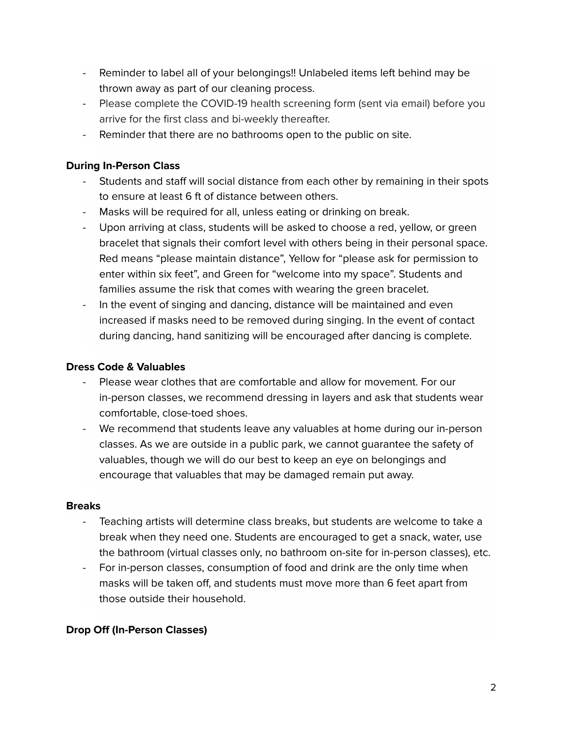- Reminder to label all of your belongings!! Unlabeled items left behind may be thrown away as part of our cleaning process.
- Please complete the COVID-19 health screening form (sent via email) before you arrive for the first class and bi-weekly thereafter.
- Reminder that there are no bathrooms open to the public on site.

**During In-Person Class**

- Students and staff will social distance from each other by remaining in their spots to ensure at least 6 ft of distance between others.
- Masks will be required for all, unless eating or drinking on break.
- Upon arriving at class, students will be asked to choose a red, yellow, or green bracelet that signals their comfort level with others being in their personal space. Red means "please maintain distance", Yellow for "please ask for permission to enter within six feet", and Green for "welcome into my space". Students and families assume the risk that comes with wearing the green bracelet.
- In the event of singing and dancing, distance will be maintained and even increased if masks need to be removed during singing. In the event of contact during dancing, hand sanitizing will be encouraged after dancing is complete.

**Dress Code & Valuables**

- Please wear clothes that are comfortable and allow for movement. For our in-person classes, we recommend dressing in layers and ask that students wear comfortable, close-toed shoes.
- We recommend that students leave any valuables at home during our in-person classes. As we are outside in a public park, we cannot guarantee the safety of valuables, though we will do our best to keep an eye on belongings and encourage that valuables that may be damaged remain put away.

**Breaks**

- Teaching artists will determine class breaks, but students are welcome to take a break when they need one. Students are encouraged to get a snack, water, use the bathroom (virtual classes only, no bathroom on-site for in-person classes), etc.
- For in-person classes, consumption of food and drink are the only time when masks will be taken off, and students must move more than 6 feet apart from those outside their household.

**Drop Off (In-Person Classes)**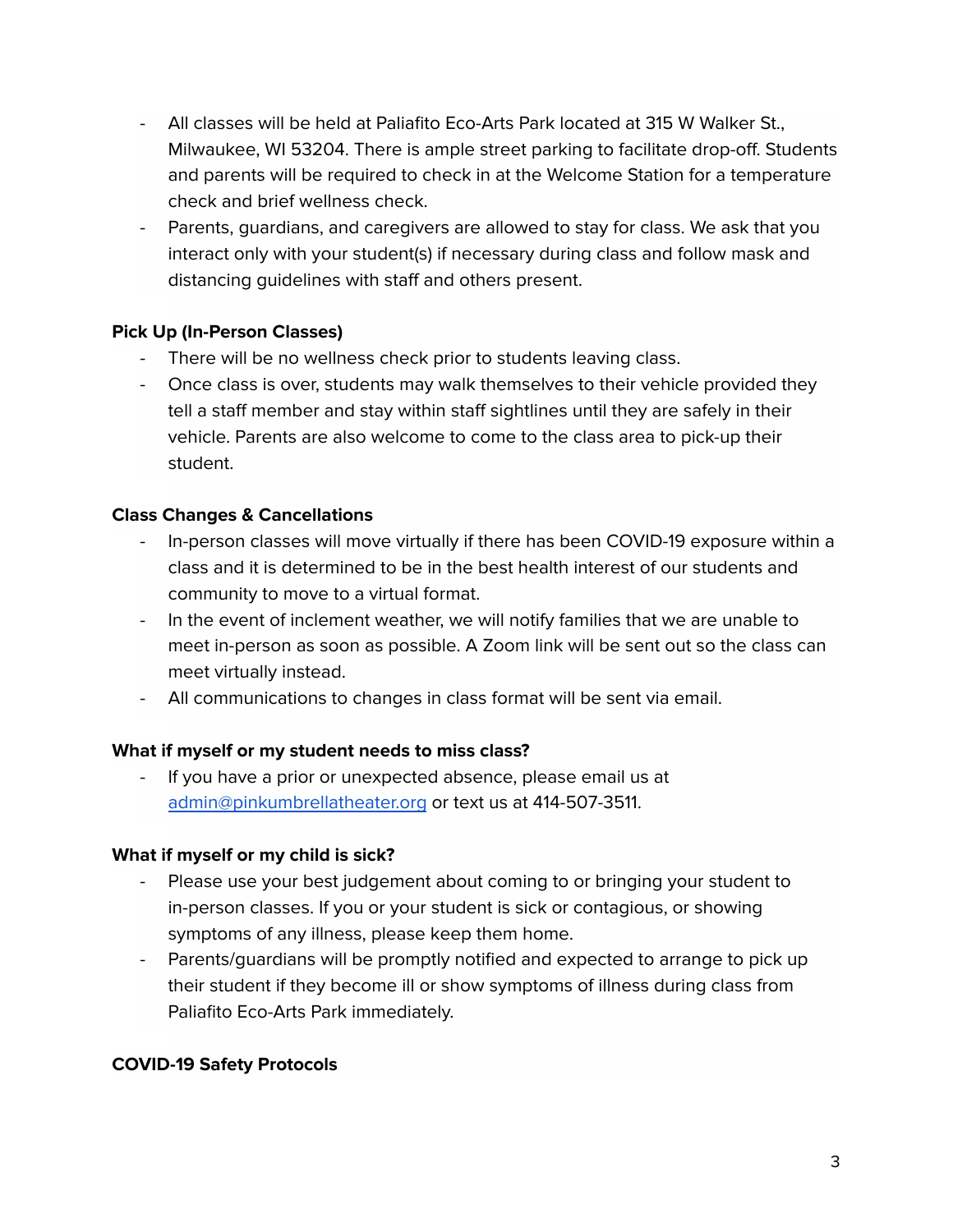- All classes will be held at Paliafito Eco-Arts Park located at 315 W Walker St., Milwaukee, WI 53204. There is ample street parking to facilitate drop-off. Students and parents will be required to check in at the Welcome Station for a temperature check and brief wellness check.
- Parents, guardians, and caregivers are allowed to stay for class. We ask that you interact only with your student(s) if necessary during class and follow mask and distancing guidelines with staff and others present.

**Pick Up (In-Person Classes)**

- There will be no wellness check prior to students leaving class.
- Once class is over, students may walk themselves to their vehicle provided they tell a staff member and stay within staff sightlines until they are safely in their vehicle. Parents are also welcome to come to the class area to pick-up their student.

**Class Changes & Cancellations**

- In-person classes will move virtually if there has been COVID-19 exposure within a class and it is determined to be in the best health interest of our students and community to move to a virtual format.
- In the event of inclement weather, we will notify families that we are unable to meet in-person as soon as possible. A Zoom link will be sent out so the class can meet virtually instead.
- All communications to changes in class format will be sent via email.

**What if myself or my student needs to miss class?**

- If you have a prior or unexpected absence, please email us at [admin@pinkumbrellatheater.org](mailto:admin@pinkumbrellatheater.org) or text us at 414-507-3511.

**What if myself or my child is sick?**

- Please use your best judgement about coming to or bringing your student to in-person classes. If you or your student is sick or contagious, or showing symptoms of any illness, please keep them home.
- Parents/guardians will be promptly notified and expected to arrange to pick up their student if they become ill or show symptoms of illness during class from Paliafito Eco-Arts Park immediately.

**COVID-19 Safety Protocols**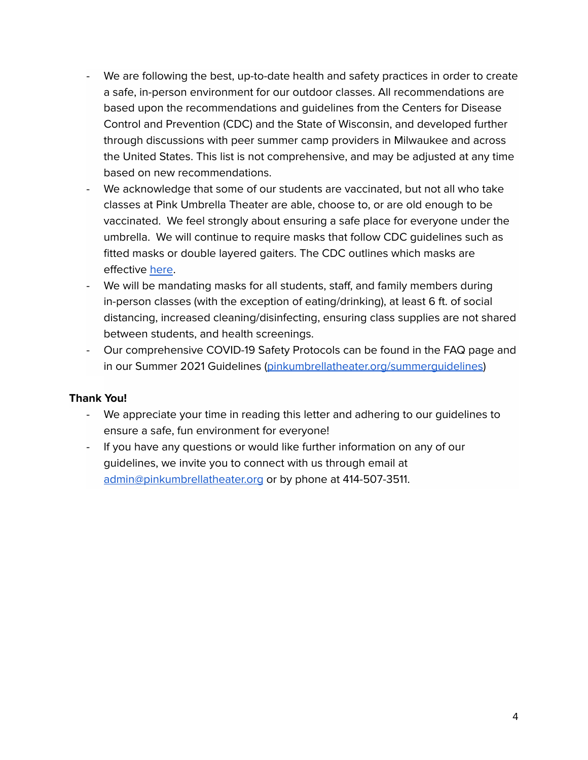- We are following the best, up-to-date health and safety practices in order to create a safe, in-person environment for our outdoor classes. All recommendations are based upon the recommendations and guidelines from the Centers for Disease Control and Prevention (CDC) and the State of Wisconsin, and developed further through discussions with peer summer camp providers in Milwaukee and across the United States. This list is not comprehensive, and may be adjusted at any time based on new recommendations.
- We acknowledge that some of our students are vaccinated, but not all who take classes at Pink Umbrella Theater are able, choose to, or are old enough to be vaccinated. We feel strongly about ensuring a safe place for everyone under the umbrella. We will continue to require masks that follow CDC guidelines such as fitted masks or double layered gaiters. The CDC outlines which masks are effective here.
- We will be mandating masks for all students, staff, and family members during in-person classes (with the exception of eating/drinking), at least 6 ft. of social distancing, increased cleaning/disinfecting, ensuring class supplies are not shared between students, and health screenings.
- Our comprehensive COVID-19 Safety Protocols can be found in the FAQ page and in our Summer 2021 Guidelines (pinkumbrellatheater.org/summerguidelines)

**Thank You!**

- We appreciate your time in reading this letter and adhering to our guidelines to ensure a safe, fun environment for everyone!
- If you have any questions or would like further information on any of our guidelines, we invite you to connect with us through email at admin@pinkumbrellatheater.org or by phone at 414-507-3511.